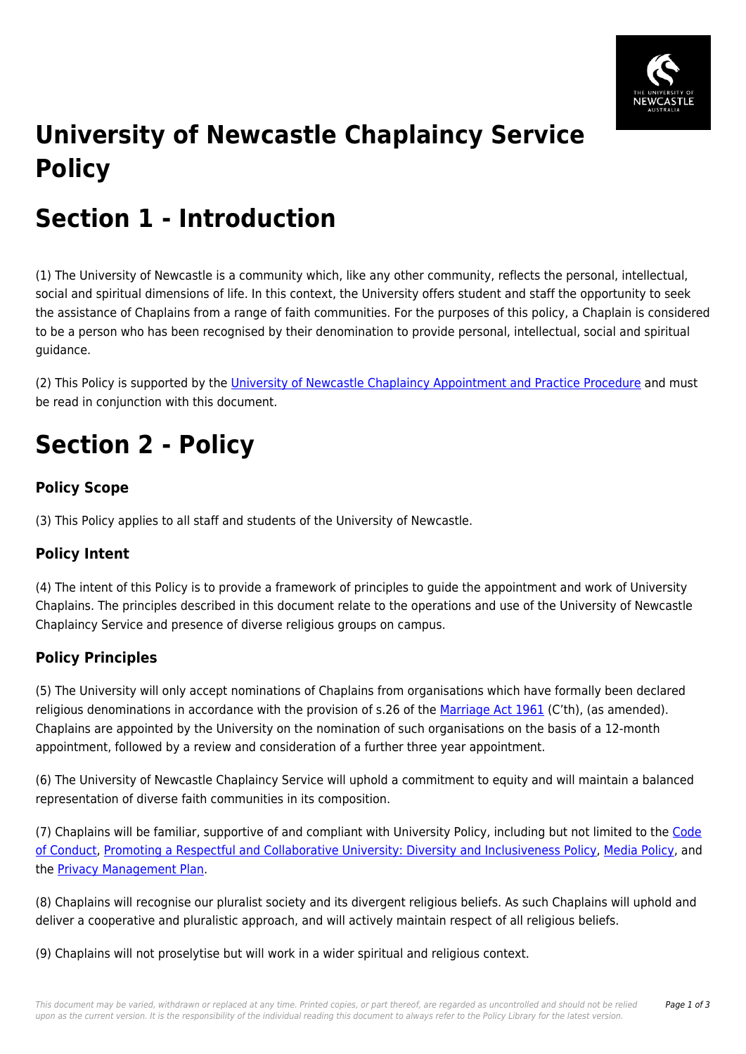# University of Newcastle Chaplaincy Service Policy

# Section 1 - Introduction

(1) The University of Newcastle is a community which, like any other community, reflects the personal, intellectual, social and spiritual dimensions of life. In this context, the University offers student and staff the opportunity to seek the assistance of Chaplains from a range of faith communities. For the purposes of this policy, a Chaplain is considered to be a person who has been recognised by their denomination to provide personal, intellectual, social and spiritual guidance.

(2) This Policy is supported by the University of Newcastle Chaplaincy Appointment and Practice Procedure and must be read in conjunction with this document.

# Section 2 - Policy

### Policy Scope

(3) This Policy applies to all staff and students of the University of Newcastle.

### Policy Intent

(4) The intent of this Policy is to provide a framework of principles to guide the appointment and work of University Chaplains. The principles described in this document relate to the operations and use of the University of Newcastle Chaplaincy Service and presence of diverse religious groups on campus.

### Policy Principles

(5) The University will only accept nominations of Chaplains from organisations which have formally been declared religious denominations in accordance with the provision of s.26 of the Marriage Act 1961 (C'th), (as amended). Chaplains are appointed by the University on the nomination of such organisations on the basis of a 12-month appointment, followed by a review and consideration of a further three year appointment.

(6) The University of Newcastle Chaplaincy Service will uphold a commitment to equity and will maintain a balanced representation of diverse faith communities in its composition.

(7) Chaplains will be familiar, supportive of and compliant with University Policy, including but not limited to the Code of Conduct, Promoting a Respectful and Collaborative University: Diversity and Inclusiveness Policy, Media Policy, and the Privacy Management Plan.

(8) Chaplains will recognise our pluralist society and its divergent religious beliefs. As such Chaplains will uphold and deliver a cooperative and pluralistic approach, and will actively maintain respect of all religious beliefs.

(9) Chaplains will not proselytise but will work in a wider spiritual and religious context.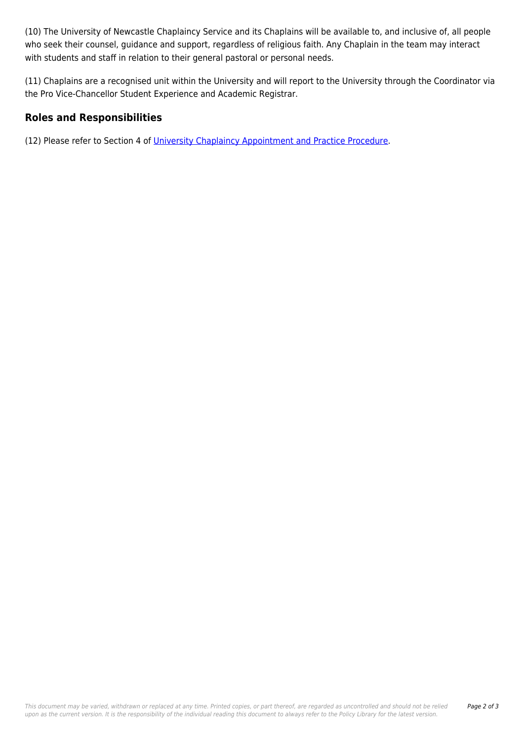(10) The University of Newcastle Chaplaincy Service and its Chaplains will be available to, and inclusive of, all people who seek their counsel, guidance and support, regardless of religious faith. Any Chaplain in the team may interact with students and staff in relation to their general pastoral or personal needs.

(11) Chaplains are a recognised unit within the University and will report to the University through the Coordinator via the Pro Vice-Chancellor Student Experience and Academic Registrar.

## Roles and Responsibilities

(12) Please refer to Section 4 of University Chaplaincy Appointment and Practice Procedure.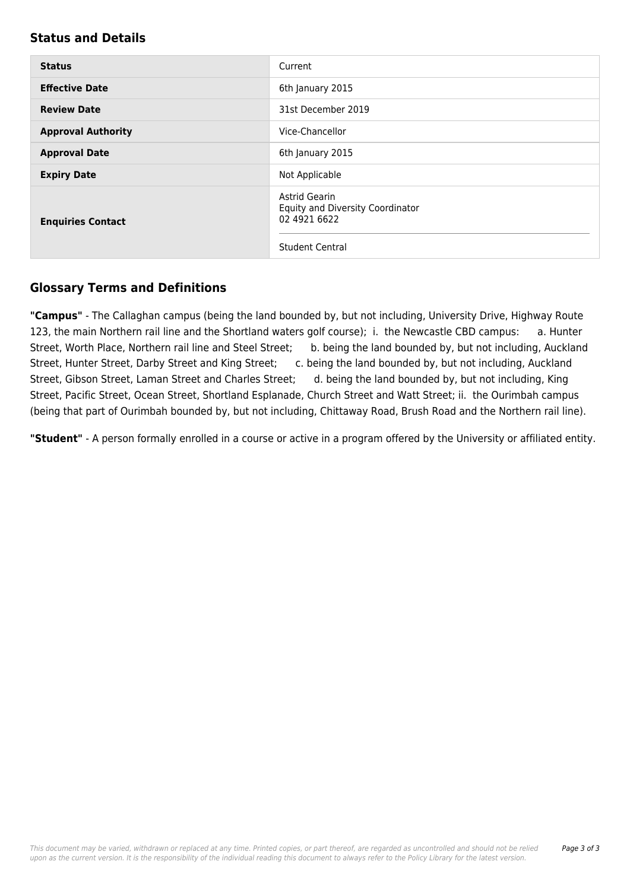## Status and Details

| | |
|---|---|
| **Status** | Current |
| **Effective Date** | 6th January 2015 |
| **Review Date** | 31st December 2019 |
| **Approval Authority** | Vice-Chancellor |
| **Approval Date** | 6th January 2015 |
| **Expiry Date** | Not Applicable |
| **Enquiries Contact** | Astrid Gearin<br>Equity and Diversity Coordinator<br>02 4921 6622<br><br>Student Central |

## Glossary Terms and Definitions

**"Campus"** - The Callaghan campus (being the land bounded by, but not including, University Drive, Highway Route 123, the main Northern rail line and the Shortland waters golf course); i. the Newcastle CBD campus: a. Hunter Street, Worth Place, Northern rail line and Steel Street; b. being the land bounded by, but not including, Auckland Street, Hunter Street, Darby Street and King Street; c. being the land bounded by, but not including, Auckland Street, Gibson Street, Laman Street and Charles Street; d. being the land bounded by, but not including, King Street, Pacific Street, Ocean Street, Shortland Esplanade, Church Street and Watt Street; ii. the Ourimbah campus (being that part of Ourimbah bounded by, but not including, Chittaway Road, Brush Road and the Northern rail line).

**"Student"** - A person formally enrolled in a course or active in a program offered by the University or affiliated entity.

*This document may be varied, withdrawn or replaced at any time. Printed copies, or part thereof, are regarded as uncontrolled and should not be relied upon as the current version. It is the responsibility of the individual reading this document to always refer to the Policy Library for the latest version.*